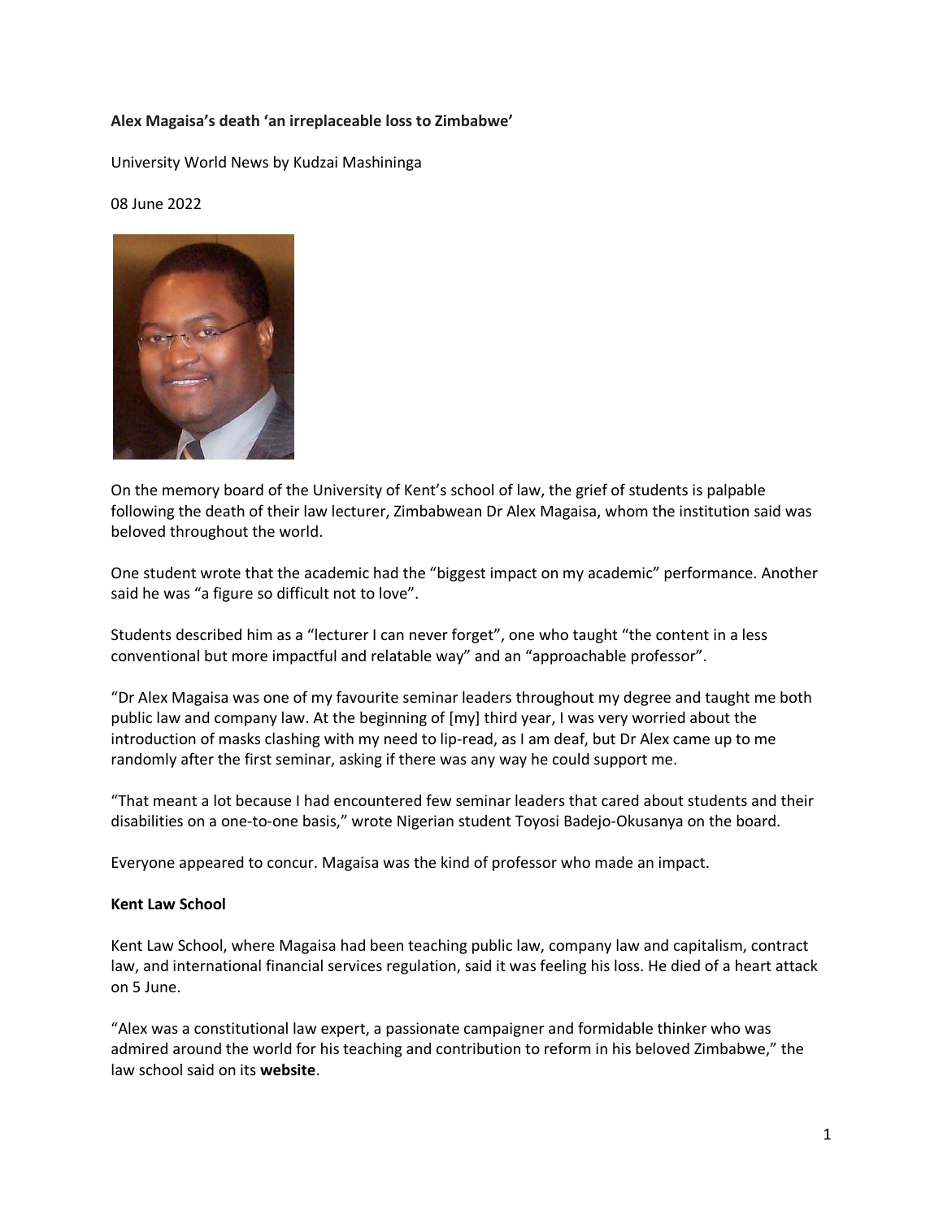**Alex Magaisa's death 'an irreplaceable loss to Zimbabwe'**

University World News by Kudzai Mashininga

08 June 2022

On the memory board of the University of Kent's school of law, the grief of students is palpable following the death of their law lecturer, Zimbabwean Dr Alex Magaisa, whom the institution said was beloved throughout the world.

One student wrote that the academic had the "biggest impact on my academic" performance. Another said he was "a figure so difficult not to love".

Students described him as a "lecturer I can never forget", one who taught "the content in a less conventional but more impactful and relatable way" and an "approachable professor".

"Dr Alex Magaisa was one of my favourite seminar leaders throughout my degree and taught me both public law and company law. At the beginning of [my] third year, I was very worried about the introduction of masks clashing with my need to lip-read, as I am deaf, but Dr Alex came up to me randomly after the first seminar, asking if there was any way he could support me.

"That meant a lot because I had encountered few seminar leaders that cared about students and their disabilities on a one-to-one basis," wrote Nigerian student Toyosi Badejo-Okusanya on the board.

Everyone appeared to concur. Magaisa was the kind of professor who made an impact.

**Kent Law School**

Kent Law School, where Magaisa had been teaching public law, company law and capitalism, contract law, and international financial services regulation, said it was feeling his loss. He died of a heart attack on 5 June.

"Alex was a constitutional law expert, a passionate campaigner and formidable thinker who was admired around the world for his teaching and contribution to reform in his beloved Zimbabwe," the law school said on its **website**.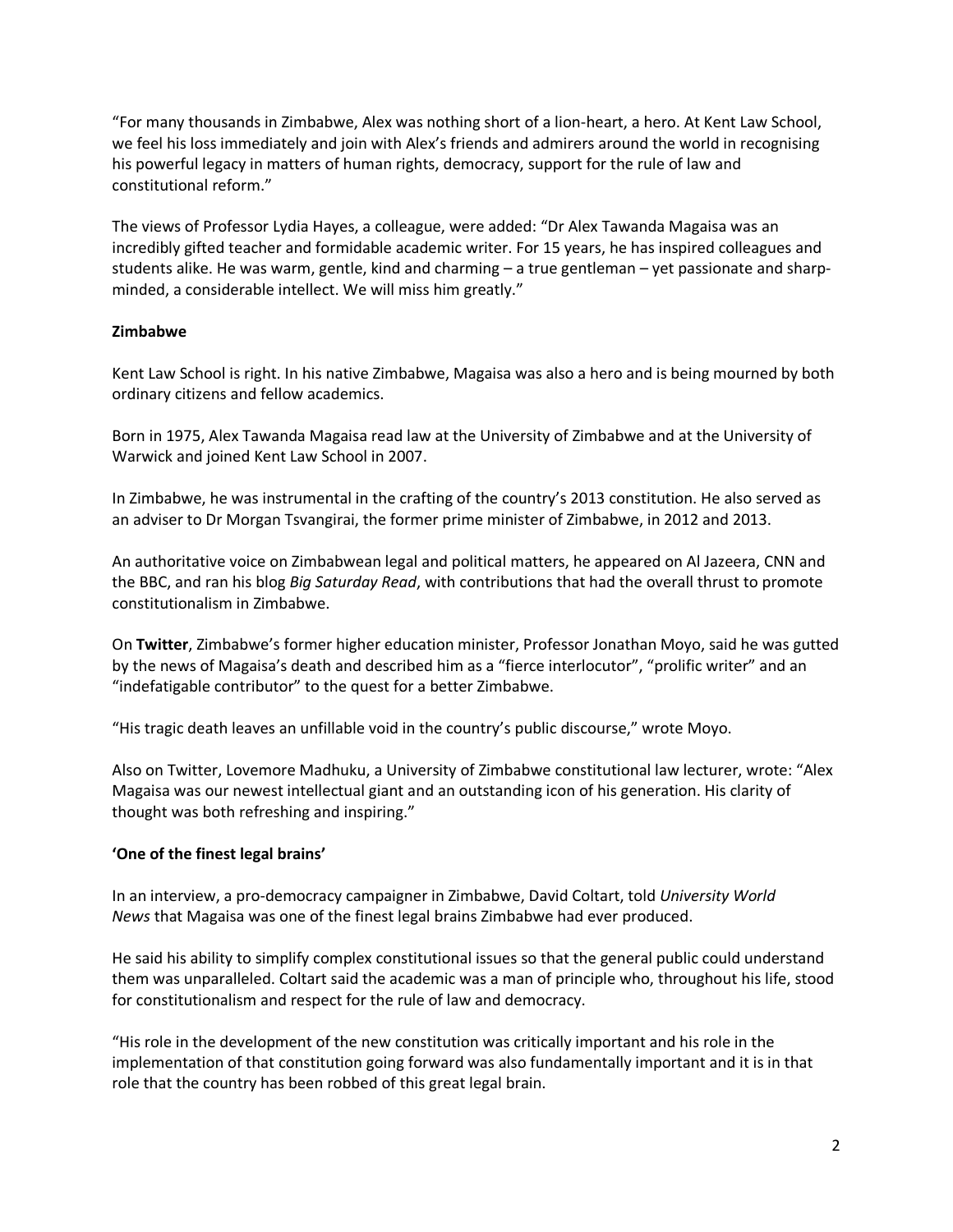"For many thousands in Zimbabwe, Alex was nothing short of a lion-heart, a hero. At Kent Law School, we feel his loss immediately and join with Alex's friends and admirers around the world in recognising his powerful legacy in matters of human rights, democracy, support for the rule of law and constitutional reform."

The views of Professor Lydia Hayes, a colleague, were added: "Dr Alex Tawanda Magaisa was an incredibly gifted teacher and formidable academic writer. For 15 years, he has inspired colleagues and students alike. He was warm, gentle, kind and charming – a true gentleman – yet passionate and sharp-minded, a considerable intellect. We will miss him greatly."

**Zimbabwe**

Kent Law School is right. In his native Zimbabwe, Magaisa was also a hero and is being mourned by both ordinary citizens and fellow academics.

Born in 1975, Alex Tawanda Magaisa read law at the University of Zimbabwe and at the University of Warwick and joined Kent Law School in 2007.

In Zimbabwe, he was instrumental in the crafting of the country's 2013 constitution. He also served as an adviser to Dr Morgan Tsvangirai, the former prime minister of Zimbabwe, in 2012 and 2013.

An authoritative voice on Zimbabwean legal and political matters, he appeared on Al Jazeera, CNN and the BBC, and ran his blog *Big Saturday Read*, with contributions that had the overall thrust to promote constitutionalism in Zimbabwe.

On **Twitter**, Zimbabwe's former higher education minister, Professor Jonathan Moyo, said he was gutted by the news of Magaisa's death and described him as a "fierce interlocutor", "prolific writer" and an "indefatigable contributor" to the quest for a better Zimbabwe.

"His tragic death leaves an unfillable void in the country's public discourse," wrote Moyo.

Also on Twitter, Lovemore Madhuku, a University of Zimbabwe constitutional law lecturer, wrote: "Alex Magaisa was our newest intellectual giant and an outstanding icon of his generation. His clarity of thought was both refreshing and inspiring."

**'One of the finest legal brains'**

In an interview, a pro-democracy campaigner in Zimbabwe, David Coltart, told *University World News* that Magaisa was one of the finest legal brains Zimbabwe had ever produced.

He said his ability to simplify complex constitutional issues so that the general public could understand them was unparalleled. Coltart said the academic was a man of principle who, throughout his life, stood for constitutionalism and respect for the rule of law and democracy.

"His role in the development of the new constitution was critically important and his role in the implementation of that constitution going forward was also fundamentally important and it is in that role that the country has been robbed of this great legal brain.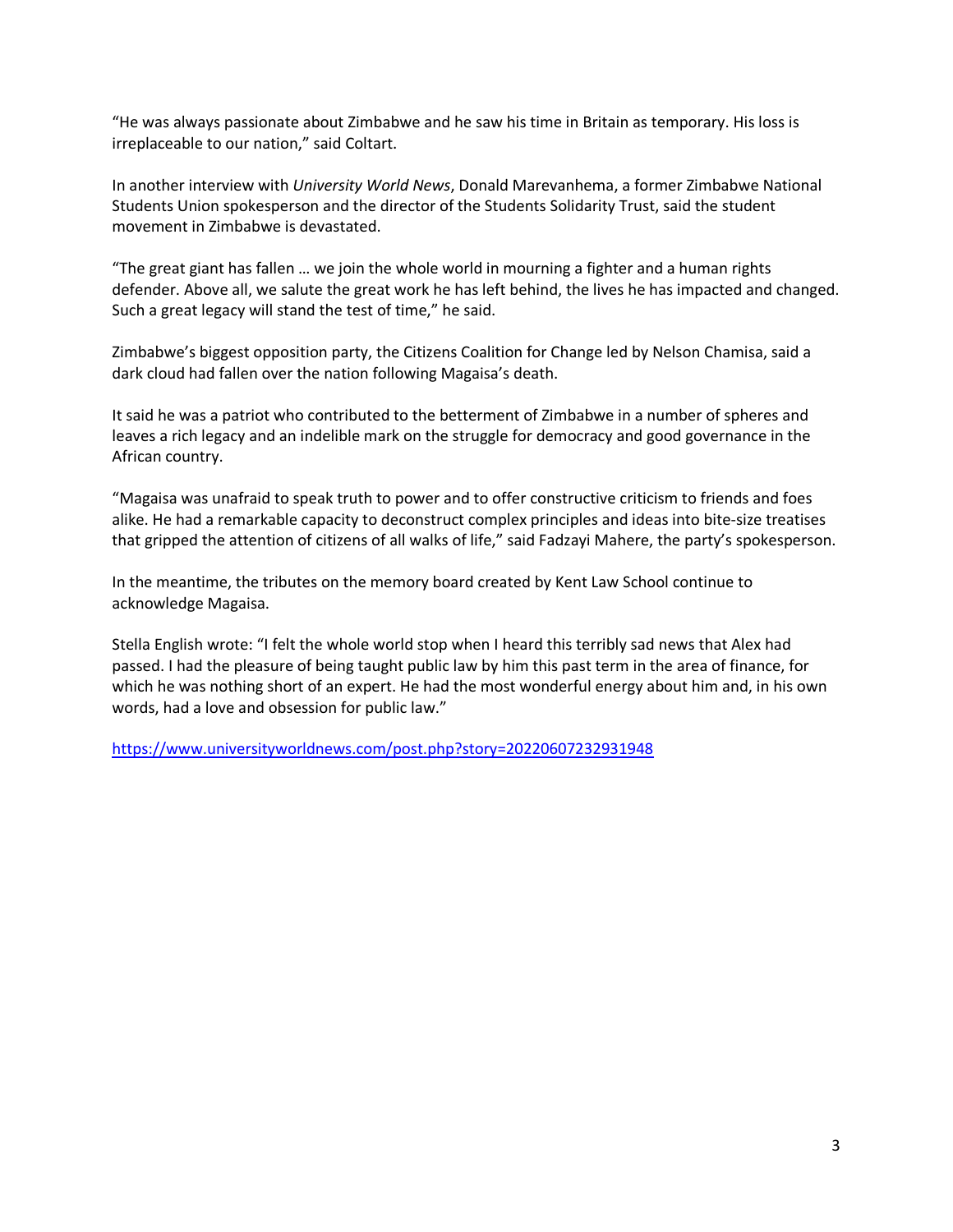"He was always passionate about Zimbabwe and he saw his time in Britain as temporary. His loss is irreplaceable to our nation," said Coltart.

In another interview with *University World News*, Donald Marevanhema, a former Zimbabwe National Students Union spokesperson and the director of the Students Solidarity Trust, said the student movement in Zimbabwe is devastated.

"The great giant has fallen … we join the whole world in mourning a fighter and a human rights defender. Above all, we salute the great work he has left behind, the lives he has impacted and changed. Such a great legacy will stand the test of time," he said.

Zimbabwe's biggest opposition party, the Citizens Coalition for Change led by Nelson Chamisa, said a dark cloud had fallen over the nation following Magaisa's death.

It said he was a patriot who contributed to the betterment of Zimbabwe in a number of spheres and leaves a rich legacy and an indelible mark on the struggle for democracy and good governance in the African country.

"Magaisa was unafraid to speak truth to power and to offer constructive criticism to friends and foes alike. He had a remarkable capacity to deconstruct complex principles and ideas into bite-size treatises that gripped the attention of citizens of all walks of life," said Fadzayi Mahere, the party's spokesperson.

In the meantime, the tributes on the memory board created by Kent Law School continue to acknowledge Magaisa.

Stella English wrote: "I felt the whole world stop when I heard this terribly sad news that Alex had passed. I had the pleasure of being taught public law by him this past term in the area of finance, for which he was nothing short of an expert. He had the most wonderful energy about him and, in his own words, had a love and obsession for public law."

https://www.universityworldnews.com/post.php?story=20220607232931948